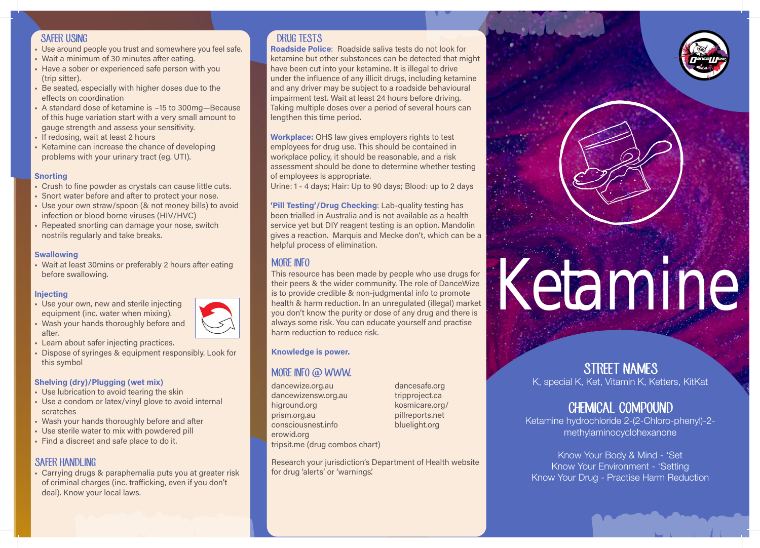## SAFER USING

- Use around people you trust and somewhere you feel safe.
- Wait a minimum of 30 minutes after eating.
- Have a sober or experienced safe person with you (trip sitter).
- Be seated, especially with higher doses due to the effects on coordination
- A standard dose of ketamine is ~15 to 300mg—Because of this huge variation start with a very small amount to gauge strength and assess your sensitivity.
- If redosing, wait at least 2 hours
- Ketamine can increase the chance of developing problems with your urinary tract (eg. UTI).

### Snorting

- Crush to fine powder as crystals can cause little cuts.
- Snort water before and after to protect your nose.
- Use your own straw/spoon (& not money bills) to avoid infection or blood borne viruses (HIV/HVC)
- Repeated snorting can damage your nose, switch nostrils regularly and take breaks.

### Swallowing

- Wait at least 30mins or preferably 2 hours after eating before swallowing.

### Injecting

- Use your own, new and sterile injecting equipment (inc. water when mixing).
- Wash your hands thoroughly before and after.
- Learn about safer injecting practices.
- Dispose of syringes & equipment responsibly. Look for this symbol

### Shelving (dry)/Plugging (wet mix)

- Use lubrication to avoid tearing the skin
- Use a condom or latex/vinyl glove to avoid internal scratches
- Wash your hands thoroughly before and after
- Use sterile water to mix with powdered pill
- Find a discreet and safe place to do it.

## SAFER HANDLING

- Carrying drugs & paraphernalia puts you at greater risk of criminal charges (inc. trafficking, even if you don't deal). Know your local laws.

## DRUG TESTS

**Roadside Police**: Roadside saliva tests do not look for ketamine but other substances can be detected that might have been cut into your ketamine. It is illegal to drive under the influence of any illicit drugs, including ketamine and any driver may be subject to a roadside behavioural impairment test. Wait at least 24 hours before driving. Taking multiple doses over a period of several hours can lengthen this time period.

**Workplace:** OHS law gives employers rights to test employees for drug use. This should be contained in workplace policy, it should be reasonable, and a risk assessment should be done to determine whether testing of employees is appropriate.
Urine: 1 - 4 days; Hair: Up to 90 days; Blood: up to 2 days

**'Pill Testing'/Drug Checking**: Lab-quality testing has been trialled in Australia and is not available as a health service yet but DIY reagent testing is an option. Mandolin gives a reaction. Marquis and Mecke don't, which can be a helpful process of elimination.

## MORE INFO

This resource has been made by people who use drugs for their peers & the wider community. The role of DanceWize is to provide credible & non-judgmental info to promote health & harm reduction. In an unregulated (illegal) market you don't know the purity or dose of any drug and there is always some risk. You can educate yourself and practise harm reduction to reduce risk.

**Knowledge is power.**

## MORE INFO @ WWW.

- dancewize.org.au
- dancewizensw.org.au
- higround.org
- prism.org.au
- consciousnest.info
- erowid.org
- tripsit.me (drug combos chart)
- dancesafe.org
- tripproject.ca
- kosmicare.org/
- pillreports.net
- bluelight.org

Research your jurisdiction's Department of Health website for drug 'alerts' or 'warnings'.

# Ketamine

## STREET NAMES

K, special K, Ket, Vitamin K, Ketters, KitKat

## CHEMICAL COMPOUND

Ketamine hydrochloride 2-(2-Chloro-phenyl)-2-methylaminocyclohexanone

Know Your Body & Mind - 'Set
Know Your Environment - 'Setting
Know Your Drug - Practise Harm Reduction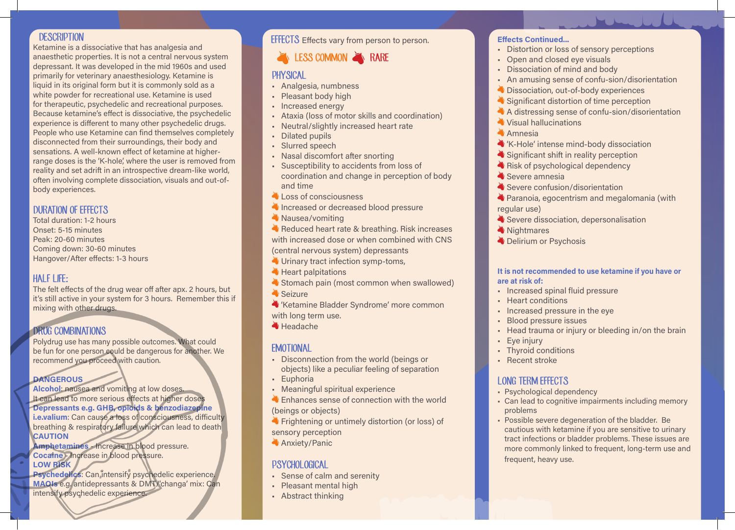## DESCRIPTION

Ketamine is a dissociative that has analgesia and anaesthetic properties. It is not a central nervous system depressant. It was developed in the mid 1960s and used primarily for veterinary anaesthesiology. Ketamine is liquid in its original form but it is commonly sold as a white powder for recreational use. Ketamine is used for therapeutic, psychedelic and recreational purposes. Because ketamine's effect is dissociative, the psychedelic experience is different to many other psychedelic drugs. People who use Ketamine can find themselves completely disconnected from their surroundings, their body and sensations. A well-known effect of ketamine at higher-range doses is the 'K-hole', where the user is removed from reality and set adrift in an introspective dream-like world, often involving complete dissociation, visuals and out-of-body experiences.

## DURATION OF EFFECTS

Total duration: 1-2 hours
Onset: 5-15 minutes
Peak: 20-60 minutes
Coming down: 30-60 minutes
Hangover/After effects: 1-3 hours

## HALF LIFE:

The felt effects of the drug wear off after apx. 2 hours, but it's still active in your system for 3 hours. Remember this if mixing with other drugs.

## DRUG COMBINATIONS

Polydrug use has many possible outcomes. What could be fun for one person could be dangerous for another. We recommend you proceed with caution.

**DANGEROUS**

**Alcohol**: nausea and vomiting at low doses. It can lead to more serious effects at higher doses
**Depressants e.g. GHB, opioids & benzodiazepine i.e.valium**: Can cause a loss of consciousness, difficulty breathing & respiratory failure which can lead to death

**CAUTION**

**Amphetamines** - Increase in blood pressure.
**Cocaine** - Increase in blood pressure.

**LOW RISK**

**Psychedelics**: Can intensify psychedelic experience.
**MAOIs** e.g. antidepressants & DMT/'changa' mix: Can intensify psychedelic experience.

## EFFECTS

Effects vary from person to person.

LESS COMMON / RARE

### PHYSICAL

- Analgesia, numbness
- Pleasant body high
- Increased energy
- Ataxia (loss of motor skills and coordination)
- Neutral/slightly increased heart rate
- Dilated pupils
- Slurred speech
- Nasal discomfort after snorting
- Susceptibility to accidents from loss of coordination and change in perception of body and time
- (Less common) Loss of consciousness
- (Less common) Increased or decreased blood pressure
- (Less common) Nausea/vomiting
- (Less common) Reduced heart rate & breathing. Risk increases with increased dose or when combined with CNS (central nervous system) depressants
- (Less common) Urinary tract infection symp-toms,
- (Less common) Heart palpitations
- (Less common) Stomach pain (most common when swallowed)
- (Less common) Seizure
- (Rare) 'Ketamine Bladder Syndrome' more common with long term use.
- (Rare) Headache

### EMOTIONAL

- Disconnection from the world (beings or objects) like a peculiar feeling of separation
- Euphoria
- Meaningful spiritual experience
- (Less common) Enhances sense of connection with the world (beings or objects)
- (Less common) Frightening or untimely distortion (or loss) of sensory perception
- (Less common) Anxiety/Panic

### PSYCHOLOGICAL

- Sense of calm and serenity
- Pleasant mental high
- Abstract thinking

**Effects Continued...**

- Distortion or loss of sensory perceptions
- Open and closed eye visuals
- Dissociation of mind and body
- An amusing sense of confu-sion/disorientation
- (Less common) Dissociation, out-of-body experiences
- (Less common) Significant distortion of time perception
- (Less common) A distressing sense of confu-sion/disorientation
- (Less common) Visual hallucinations
- (Less common) Amnesia
- (Rare) 'K-Hole' intense mind-body dissociation
- (Rare) Significant shift in reality perception
- (Rare) Risk of psychological dependency
- (Rare) Severe amnesia
- (Rare) Severe confusion/disorientation
- (Rare) Paranoia, egocentrism and megalomania (with regular use)
- (Rare) Severe dissociation, depersonalisation
- (Rare) Nightmares
- (Rare) Delirium or Psychosis

**It is not recommended to use ketamine if you have or are at risk of:**

- Increased spinal fluid pressure
- Heart conditions
- Increased pressure in the eye
- Blood pressure issues
- Head trauma or injury or bleeding in/on the brain
- Eye injury
- Thyroid conditions
- Recent stroke

## LONG TERM EFFECTS

- Psychological dependency
- Can lead to cognitive impairments including memory problems
- Possible severe degeneration of the bladder. Be cautious with ketamine if you are sensitive to urinary tract infections or bladder problems. These issues are more commonly linked to frequent, long-term use and frequent, heavy use.